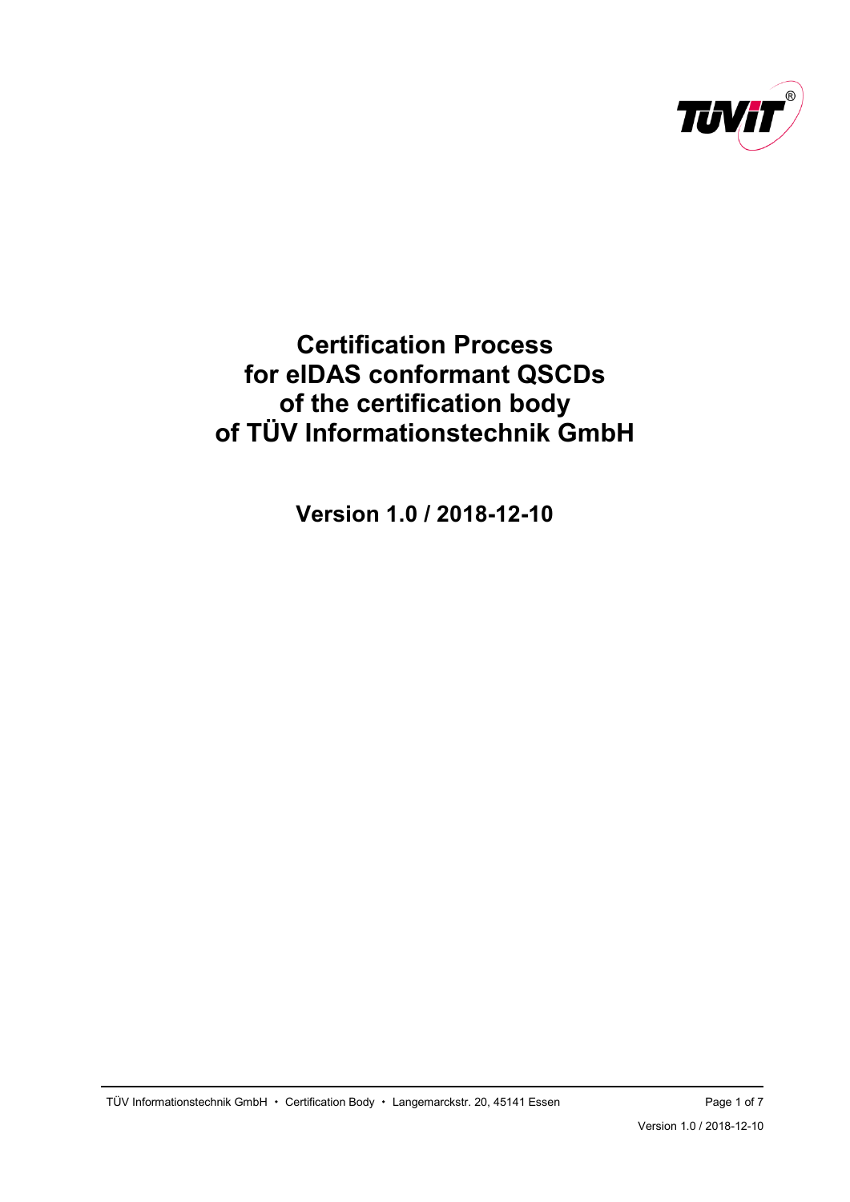# Certification Process for eIDAS conformant QSCDs of the certification body of TÜV Informationstechnik GmbH

**Version 1.0 / 2018-12-10**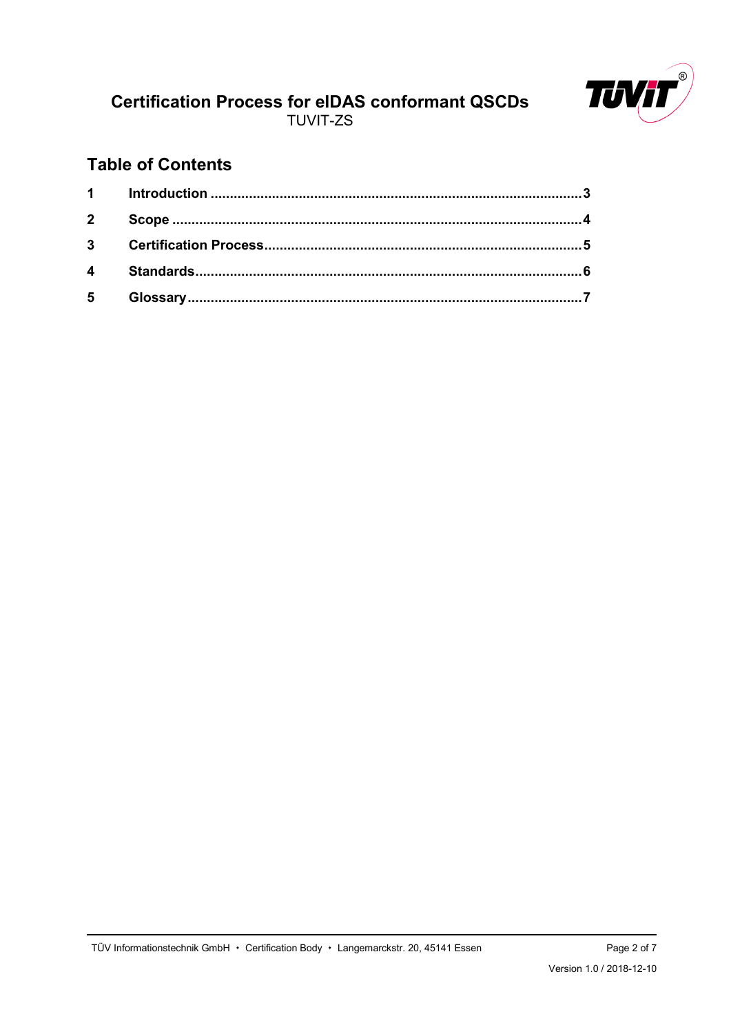## Table of Contents

| | | |
|---|---|---|
| **1** | **Introduction** | **3** |
| **2** | **Scope** | **4** |
| **3** | **Certification Process** | **5** |
| **4** | **Standards** | **6** |
| **5** | **Glossary** | **7** |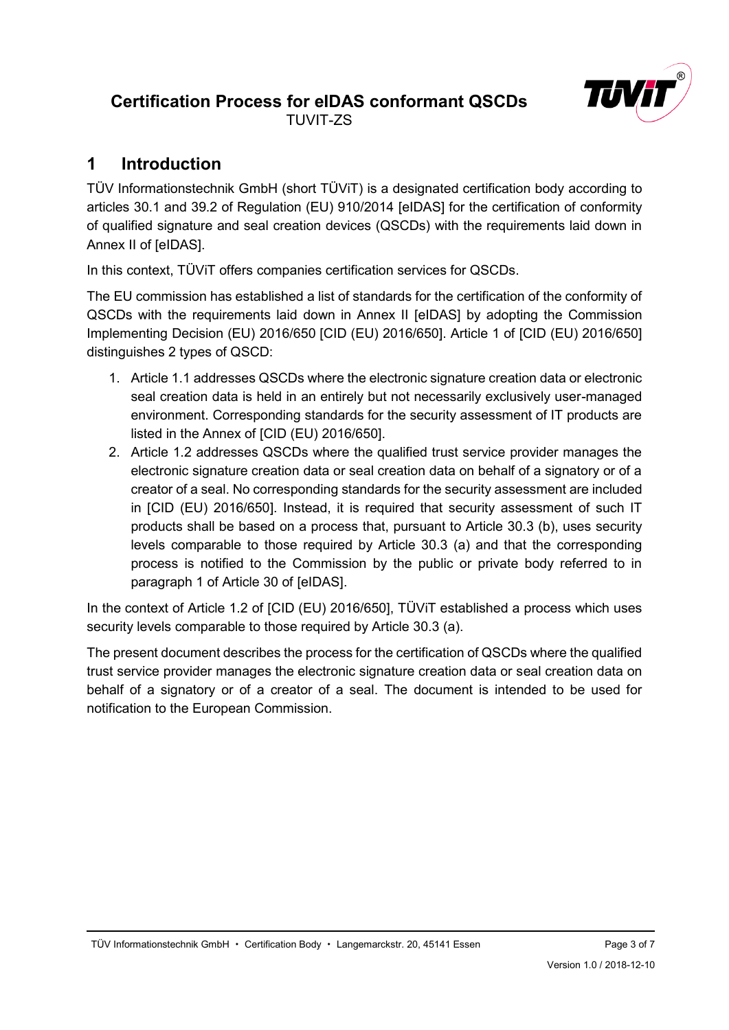# 1 Introduction

TÜV Informationstechnik GmbH (short TÜViT) is a designated certification body according to articles 30.1 and 39.2 of Regulation (EU) 910/2014 [eIDAS] for the certification of conformity of qualified signature and seal creation devices (QSCDs) with the requirements laid down in Annex II of [eIDAS].

In this context, TÜViT offers companies certification services for QSCDs.

The EU commission has established a list of standards for the certification of the conformity of QSCDs with the requirements laid down in Annex II [eIDAS] by adopting the Commission Implementing Decision (EU) 2016/650 [CID (EU) 2016/650]. Article 1 of [CID (EU) 2016/650] distinguishes 2 types of QSCD:

1. Article 1.1 addresses QSCDs where the electronic signature creation data or electronic seal creation data is held in an entirely but not necessarily exclusively user-managed environment. Corresponding standards for the security assessment of IT products are listed in the Annex of [CID (EU) 2016/650].
2. Article 1.2 addresses QSCDs where the qualified trust service provider manages the electronic signature creation data or seal creation data on behalf of a signatory or of a creator of a seal. No corresponding standards for the security assessment are included in [CID (EU) 2016/650]. Instead, it is required that security assessment of such IT products shall be based on a process that, pursuant to Article 30.3 (b), uses security levels comparable to those required by Article 30.3 (a) and that the corresponding process is notified to the Commission by the public or private body referred to in paragraph 1 of Article 30 of [eIDAS].

In the context of Article 1.2 of [CID (EU) 2016/650], TÜViT established a process which uses security levels comparable to those required by Article 30.3 (a).

The present document describes the process for the certification of QSCDs where the qualified trust service provider manages the electronic signature creation data or seal creation data on behalf of a signatory or of a creator of a seal. The document is intended to be used for notification to the European Commission.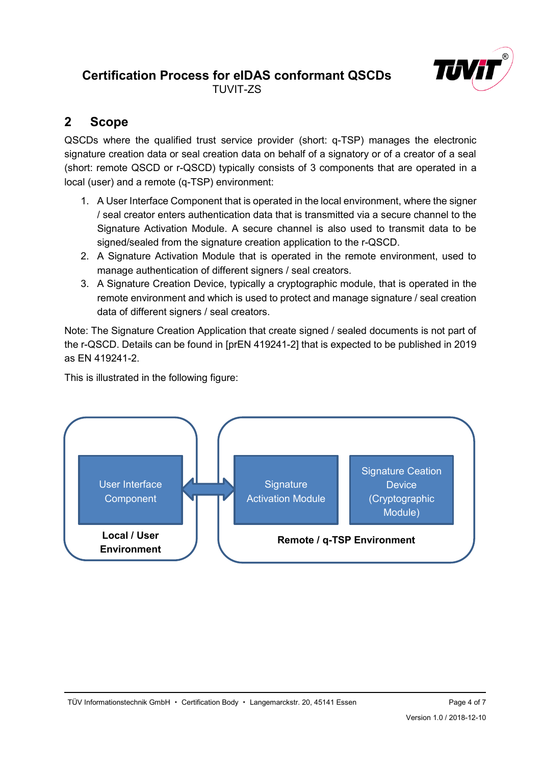## 2 Scope

QSCDs where the qualified trust service provider (short: q-TSP) manages the electronic signature creation data or seal creation data on behalf of a signatory or of a creator of a seal (short: remote QSCD or r-QSCD) typically consists of 3 components that are operated in a local (user) and a remote (q-TSP) environment:

1. A User Interface Component that is operated in the local environment, where the signer / seal creator enters authentication data that is transmitted via a secure channel to the Signature Activation Module. A secure channel is also used to transmit data to be signed/sealed from the signature creation application to the r-QSCD.
2. A Signature Activation Module that is operated in the remote environment, used to manage authentication of different signers / seal creators.
3. A Signature Creation Device, typically a cryptographic module, that is operated in the remote environment and which is used to protect and manage signature / seal creation data of different signers / seal creators.

Note: The Signature Creation Application that create signed / sealed documents is not part of the r-QSCD. Details can be found in [prEN 419241-2] that is expected to be published in 2019 as EN 419241-2.

This is illustrated in the following figure:

User Interface Component

Local / User Environment

Signature Activation Module

Signature Ceation Device (Cryptographic Module)

Remote / q-TSP Environment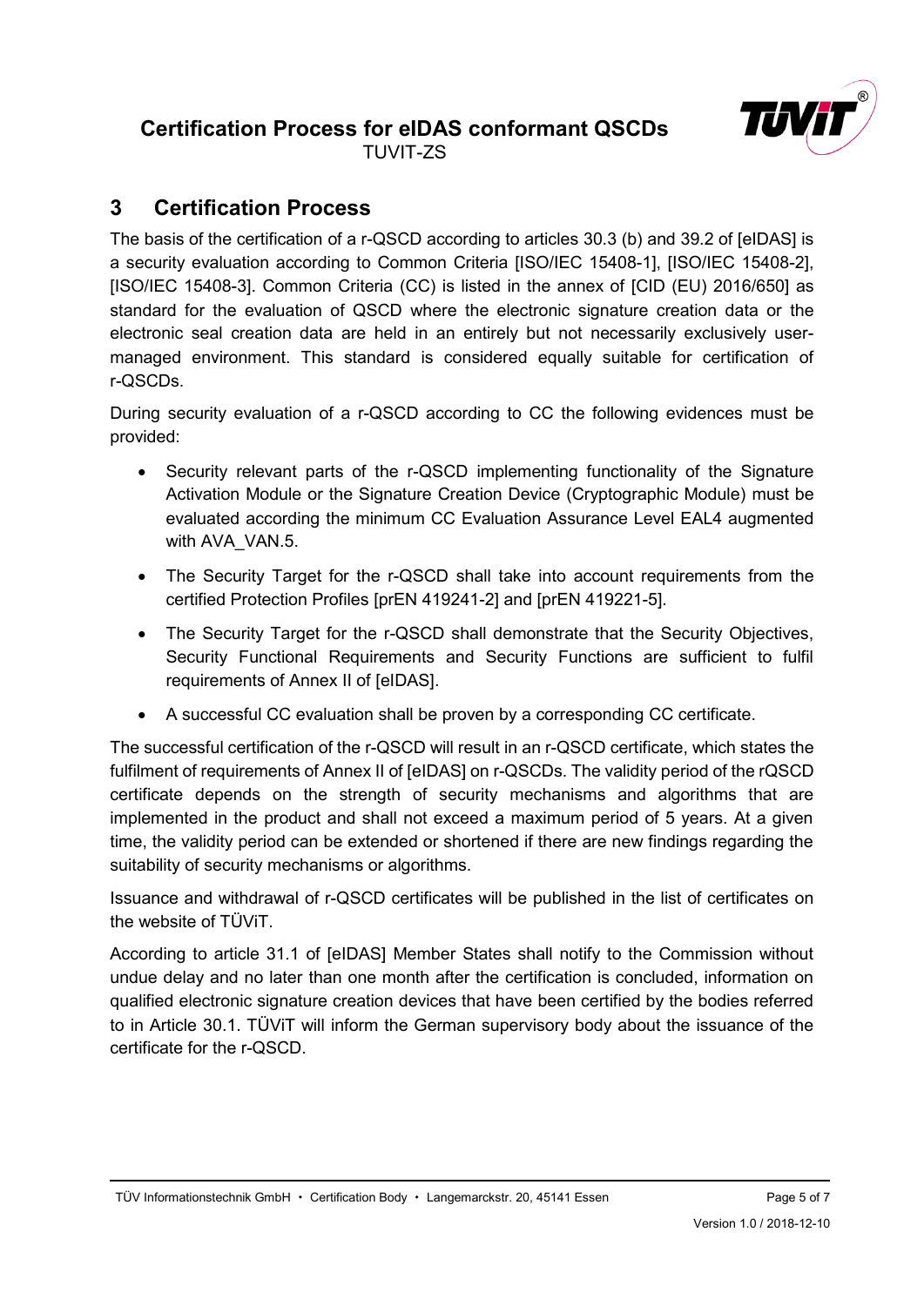## 3 Certification Process

The basis of the certification of a r-QSCD according to articles 30.3 (b) and 39.2 of [eIDAS] is a security evaluation according to Common Criteria [ISO/IEC 15408-1], [ISO/IEC 15408-2], [ISO/IEC 15408-3]. Common Criteria (CC) is listed in the annex of [CID (EU) 2016/650] as standard for the evaluation of QSCD where the electronic signature creation data or the electronic seal creation data are held in an entirely but not necessarily exclusively user-managed environment. This standard is considered equally suitable for certification of r-QSCDs.

During security evaluation of a r-QSCD according to CC the following evidences must be provided:

- Security relevant parts of the r-QSCD implementing functionality of the Signature Activation Module or the Signature Creation Device (Cryptographic Module) must be evaluated according the minimum CC Evaluation Assurance Level EAL4 augmented with AVA_VAN.5.
- The Security Target for the r-QSCD shall take into account requirements from the certified Protection Profiles [prEN 419241-2] and [prEN 419221-5].
- The Security Target for the r-QSCD shall demonstrate that the Security Objectives, Security Functional Requirements and Security Functions are sufficient to fulfil requirements of Annex II of [eIDAS].
- A successful CC evaluation shall be proven by a corresponding CC certificate.

The successful certification of the r-QSCD will result in an r-QSCD certificate, which states the fulfilment of requirements of Annex II of [eIDAS] on r-QSCDs. The validity period of the rQSCD certificate depends on the strength of security mechanisms and algorithms that are implemented in the product and shall not exceed a maximum period of 5 years. At a given time, the validity period can be extended or shortened if there are new findings regarding the suitability of security mechanisms or algorithms.

Issuance and withdrawal of r-QSCD certificates will be published in the list of certificates on the website of TÜViT.

According to article 31.1 of [eIDAS] Member States shall notify to the Commission without undue delay and no later than one month after the certification is concluded, information on qualified electronic signature creation devices that have been certified by the bodies referred to in Article 30.1. TÜViT will inform the German supervisory body about the issuance of the certificate for the r-QSCD.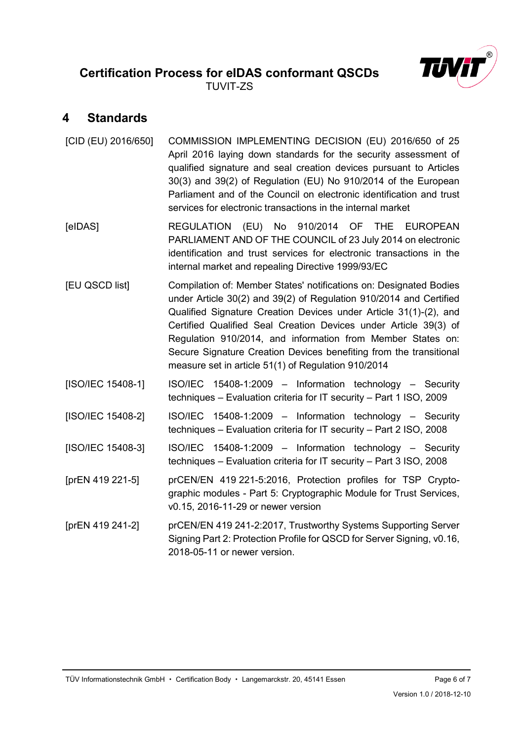## 4 Standards

| | |
|---|---|
| [CID (EU) 2016/650] | COMMISSION IMPLEMENTING DECISION (EU) 2016/650 of 25 April 2016 laying down standards for the security assessment of qualified signature and seal creation devices pursuant to Articles 30(3) and 39(2) of Regulation (EU) No 910/2014 of the European Parliament and of the Council on electronic identification and trust services for electronic transactions in the internal market |
| [eIDAS] | REGULATION (EU) No 910/2014 OF THE EUROPEAN PARLIAMENT AND OF THE COUNCIL of 23 July 2014 on electronic identification and trust services for electronic transactions in the internal market and repealing Directive 1999/93/EC |
| [EU QSCD list] | Compilation of: Member States' notifications on: Designated Bodies under Article 30(2) and 39(2) of Regulation 910/2014 and Certified Qualified Signature Creation Devices under Article 31(1)-(2), and Certified Qualified Seal Creation Devices under Article 39(3) of Regulation 910/2014, and information from Member States on: Secure Signature Creation Devices benefiting from the transitional measure set in article 51(1) of Regulation 910/2014 |
| [ISO/IEC 15408-1] | ISO/IEC 15408-1:2009 – Information technology – Security techniques – Evaluation criteria for IT security – Part 1 ISO, 2009 |
| [ISO/IEC 15408-2] | ISO/IEC 15408-1:2009 – Information technology – Security techniques – Evaluation criteria for IT security – Part 2 ISO, 2008 |
| [ISO/IEC 15408-3] | ISO/IEC 15408-1:2009 – Information technology – Security techniques – Evaluation criteria for IT security – Part 3 ISO, 2008 |
| [prEN 419 221-5] | prCEN/EN 419 221-5:2016, Protection profiles for TSP Cryptographic modules - Part 5: Cryptographic Module for Trust Services, v0.15, 2016-11-29 or newer version |
| [prEN 419 241-2] | prCEN/EN 419 241-2:2017, Trustworthy Systems Supporting Server Signing Part 2: Protection Profile for QSCD for Server Signing, v0.16, 2018-05-11 or newer version. |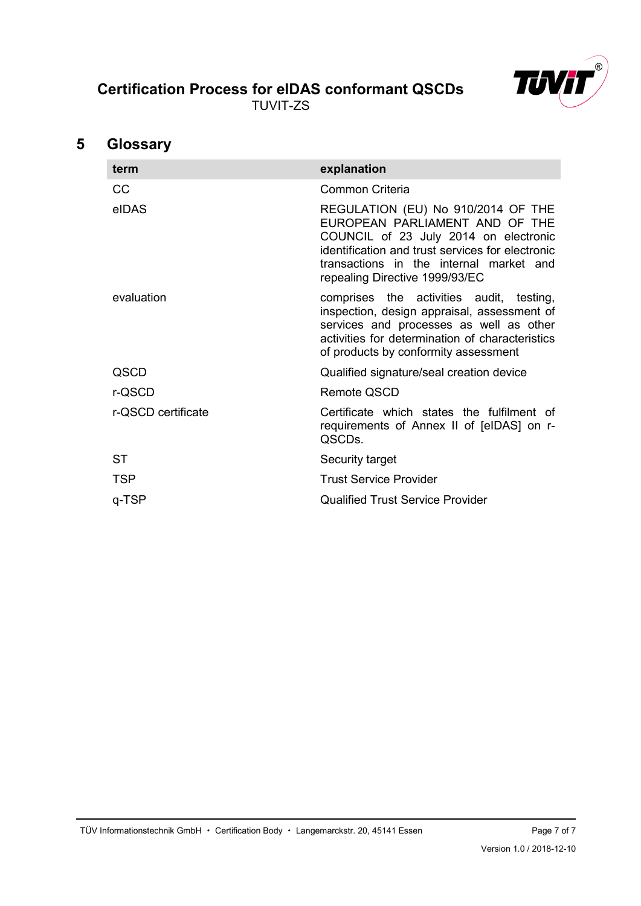# 5 Glossary

| term | explanation |
| --- | --- |
| CC | Common Criteria |
| eIDAS | REGULATION (EU) No 910/2014 OF THE EUROPEAN PARLIAMENT AND OF THE COUNCIL of 23 July 2014 on electronic identification and trust services for electronic transactions in the internal market and repealing Directive 1999/93/EC |
| evaluation | comprises the activities audit, testing, inspection, design appraisal, assessment of services and processes as well as other activities for determination of characteristics of products by conformity assessment |
| QSCD | Qualified signature/seal creation device |
| r-QSCD | Remote QSCD |
| r-QSCD certificate | Certificate which states the fulfilment of requirements of Annex II of [eIDAS] on r-QSCDs. |
| ST | Security target |
| TSP | Trust Service Provider |
| q-TSP | Qualified Trust Service Provider |